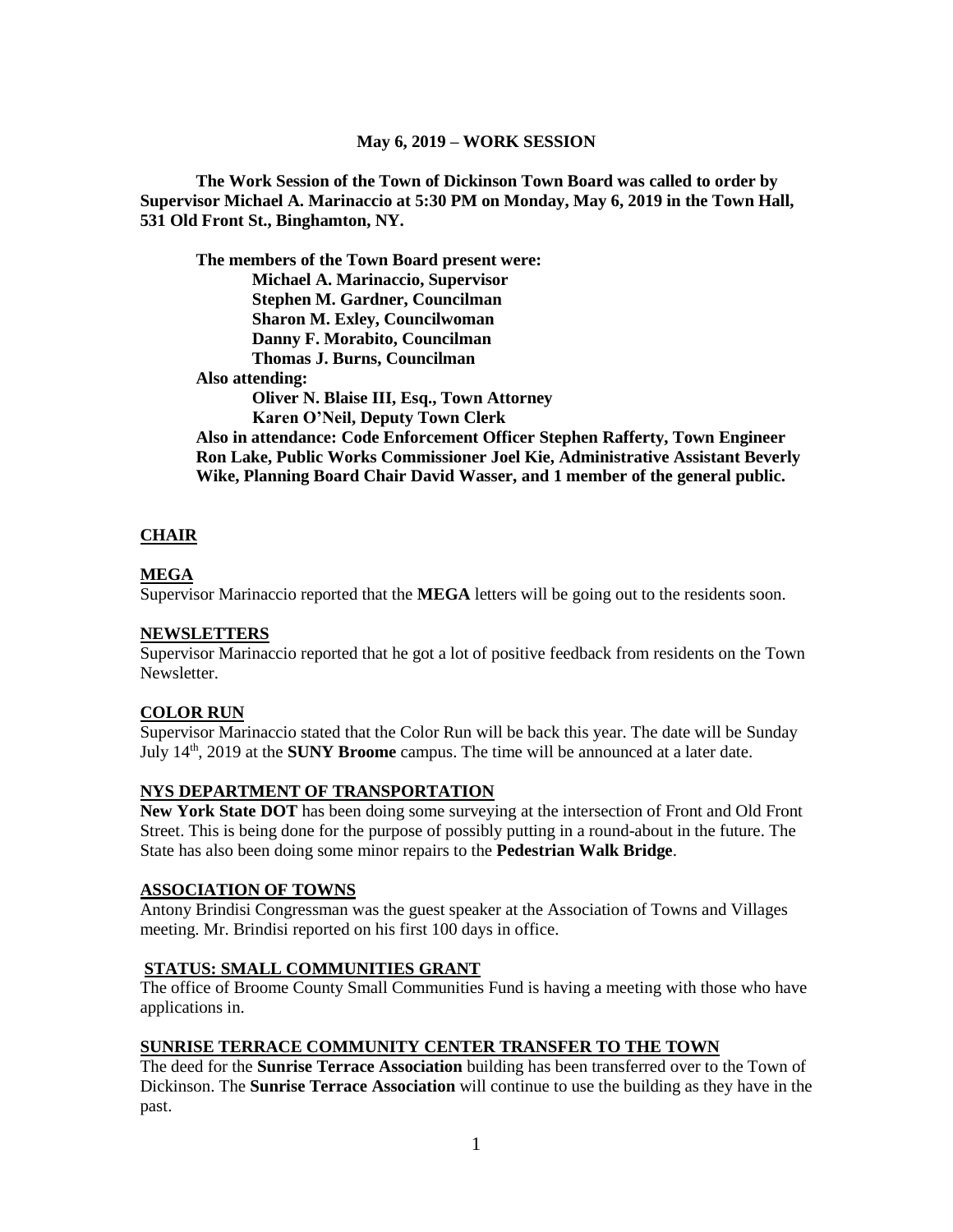**May 6, 2019 – WORK SESSION**

**The Work Session of the Town of Dickinson Town Board was called to order by Supervisor Michael A. Marinaccio at 5:30 PM on Monday, May 6, 2019 in the Town Hall, 531 Old Front St., Binghamton, NY.**

**The members of the Town Board present were:**
**Michael A. Marinaccio, Supervisor**
**Stephen M. Gardner, Councilman**
**Sharon M. Exley, Councilwoman**
**Danny F. Morabito, Councilman**
**Thomas J. Burns, Councilman**
**Also attending:**
**Oliver N. Blaise III, Esq., Town Attorney**
**Karen O'Neil, Deputy Town Clerk**
**Also in attendance: Code Enforcement Officer Stephen Rafferty, Town Engineer Ron Lake, Public Works Commissioner Joel Kie, Administrative Assistant Beverly Wike, Planning Board Chair David Wasser, and 1 member of the general public.**

## CHAIR

### MEGA

Supervisor Marinaccio reported that the **MEGA** letters will be going out to the residents soon.

### NEWSLETTERS

Supervisor Marinaccio reported that he got a lot of positive feedback from residents on the Town Newsletter.

### COLOR RUN

Supervisor Marinaccio stated that the Color Run will be back this year. The date will be Sunday July 14th, 2019 at the **SUNY Broome** campus. The time will be announced at a later date.

### NYS DEPARTMENT OF TRANSPORTATION

**New York State DOT** has been doing some surveying at the intersection of Front and Old Front Street. This is being done for the purpose of possibly putting in a round-about in the future. The State has also been doing some minor repairs to the **Pedestrian Walk Bridge**.

### ASSOCIATION OF TOWNS

Antony Brindisi Congressman was the guest speaker at the Association of Towns and Villages meeting. Mr. Brindisi reported on his first 100 days in office.

### STATUS: SMALL COMMUNITIES GRANT

The office of Broome County Small Communities Fund is having a meeting with those who have applications in.

### SUNRISE TERRACE COMMUNITY CENTER TRANSFER TO THE TOWN

The deed for the **Sunrise Terrace Association** building has been transferred over to the Town of Dickinson. The **Sunrise Terrace Association** will continue to use the building as they have in the past.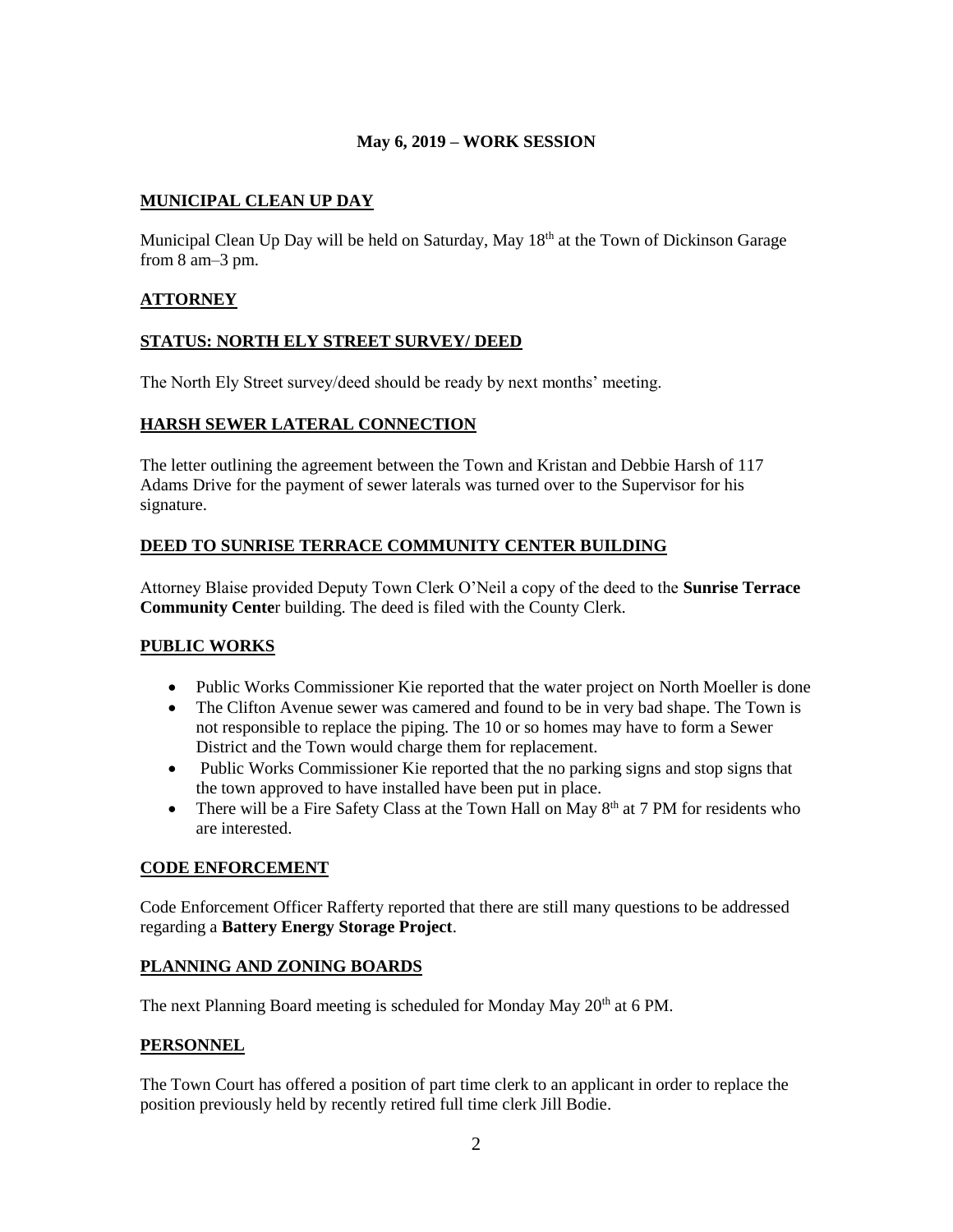**May 6, 2019 – WORK SESSION**

**MUNICIPAL CLEAN UP DAY**

Municipal Clean Up Day will be held on Saturday, May 18th at the Town of Dickinson Garage from 8 am–3 pm.

**ATTORNEY**

**STATUS: NORTH ELY STREET SURVEY/ DEED**

The North Ely Street survey/deed should be ready by next months' meeting.

**HARSH SEWER LATERAL CONNECTION**

The letter outlining the agreement between the Town and Kristan and Debbie Harsh of 117 Adams Drive for the payment of sewer laterals was turned over to the Supervisor for his signature.

**DEED TO SUNRISE TERRACE COMMUNITY CENTER BUILDING**

Attorney Blaise provided Deputy Town Clerk O'Neil a copy of the deed to the **Sunrise Terrace Community Cente**r building. The deed is filed with the County Clerk.

**PUBLIC WORKS**

- Public Works Commissioner Kie reported that the water project on North Moeller is done
- The Clifton Avenue sewer was camered and found to be in very bad shape. The Town is not responsible to replace the piping. The 10 or so homes may have to form a Sewer District and the Town would charge them for replacement.
- Public Works Commissioner Kie reported that the no parking signs and stop signs that the town approved to have installed have been put in place.
- There will be a Fire Safety Class at the Town Hall on May 8th at 7 PM for residents who are interested.

**CODE ENFORCEMENT**

Code Enforcement Officer Rafferty reported that there are still many questions to be addressed regarding a **Battery Energy Storage Project**.

**PLANNING AND ZONING BOARDS**

The next Planning Board meeting is scheduled for Monday May 20th at 6 PM.

**PERSONNEL**

The Town Court has offered a position of part time clerk to an applicant in order to replace the position previously held by recently retired full time clerk Jill Bodie.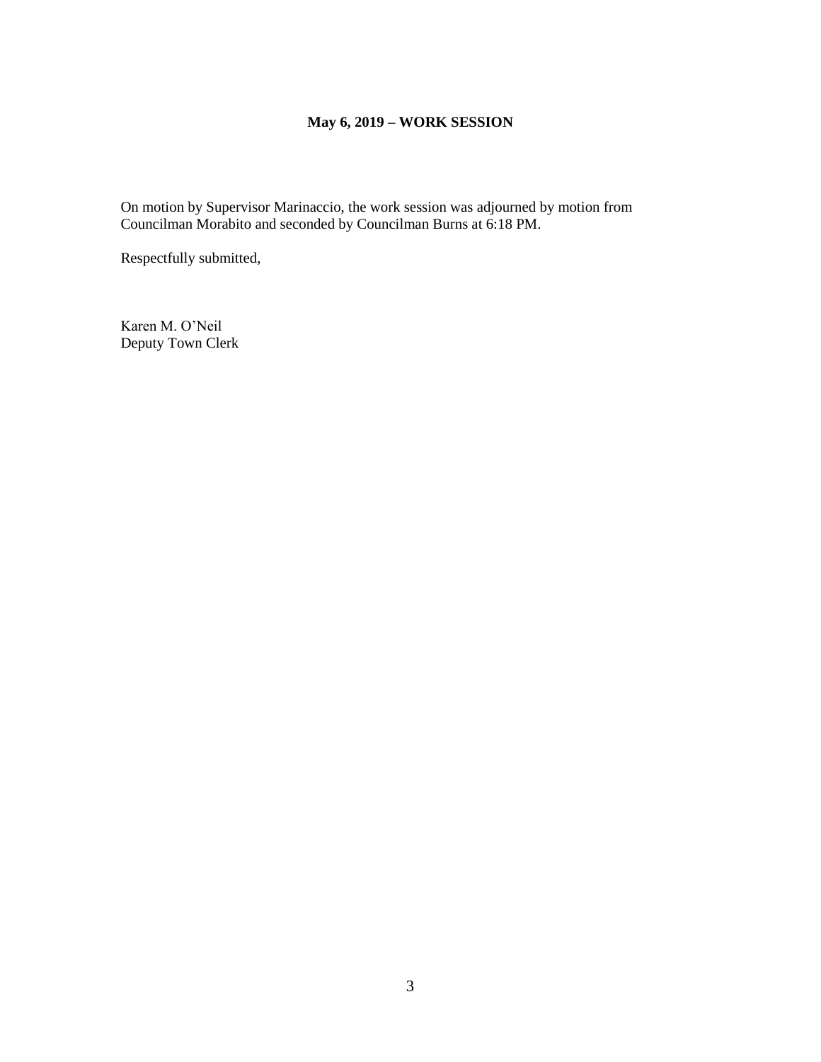**May 6, 2019 – WORK SESSION**

On motion by Supervisor Marinaccio, the work session was adjourned by motion from Councilman Morabito and seconded by Councilman Burns at 6:18 PM.

Respectfully submitted,

Karen M. O'Neil
Deputy Town Clerk